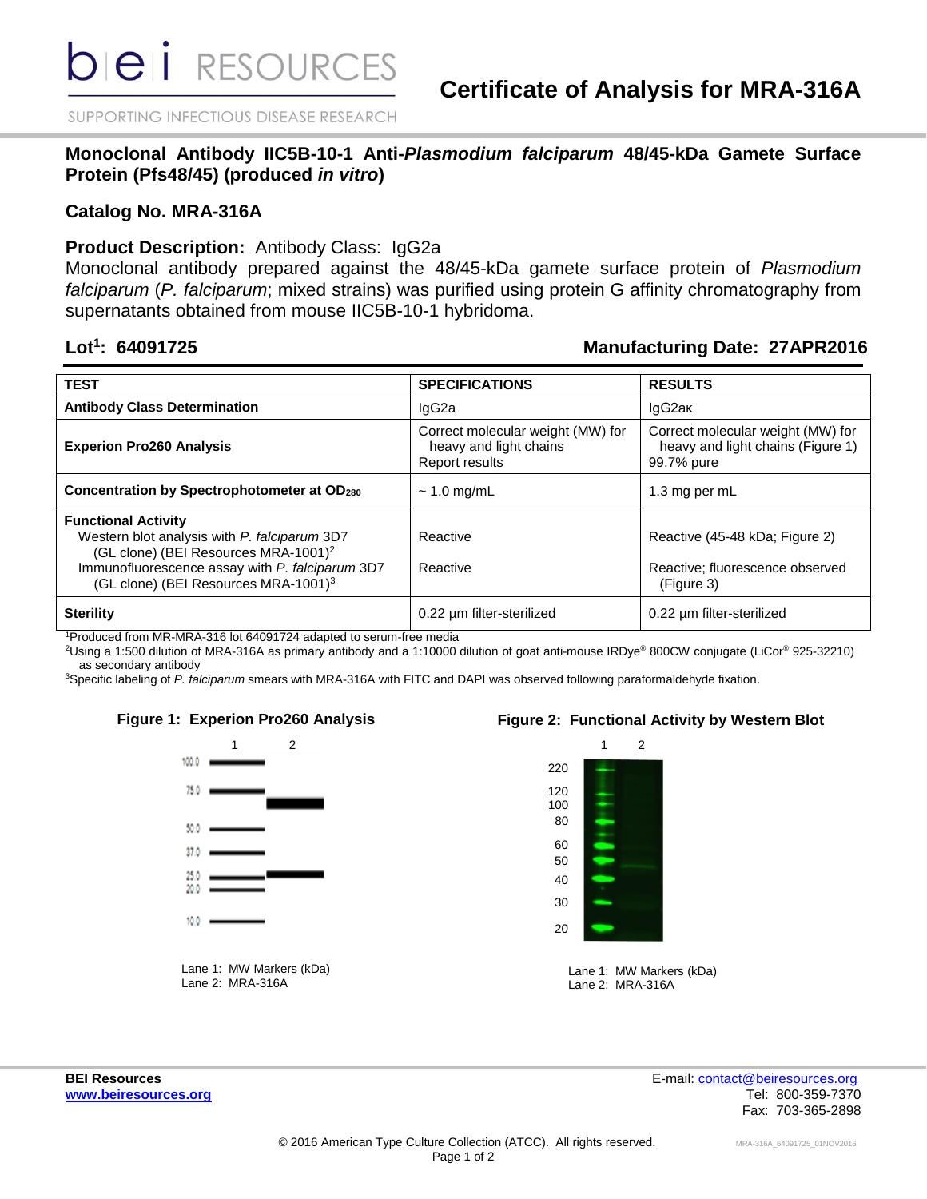# Certificate of Analysis for MRA-316A

## Monoclonal Antibody IIC5B-10-1 Anti-*Plasmodium falciparum* 48/45-kDa Gamete Surface Protein (Pfs48/45) (produced *in vitro*)

### Catalog No. MRA-316A

**Product Description:** Antibody Class: IgG2a
Monoclonal antibody prepared against the 48/45-kDa gamete surface protein of *Plasmodium falciparum* (*P. falciparum*; mixed strains) was purified using protein G affinity chromatography from supernatants obtained from mouse IIC5B-10-1 hybridoma.

**Lot[1]: 64091725** **Manufacturing Date: 27APR2016**

| TEST | SPECIFICATIONS | RESULTS |
|---|---|---|
| **Antibody Class Determination** | IgG2a | IgG2aκ |
| **Experion Pro260 Analysis** | Correct molecular weight (MW) for heavy and light chains<br>Report results | Correct molecular weight (MW) for heavy and light chains (Figure 1)<br>99.7% pure |
| **Concentration by Spectrophotometer at $OD_{280}$** | ~ 1.0 mg/mL | 1.3 mg per mL |
| **Functional Activity**<br>Western blot analysis with *P. falciparum* 3D7 (GL clone) (BEI Resources MRA-1001)[2]<br>Immunofluorescence assay with *P. falciparum* 3D7 (GL clone) (BEI Resources MRA-1001)[3] | <br>Reactive<br><br>Reactive | <br>Reactive (45-48 kDa; Figure 2)<br><br>Reactive; fluorescence observed (Figure 3) |
| **Sterility** | 0.22 µm filter-sterilized | 0.22 µm filter-sterilized |

[1]Produced from MR-MRA-316 lot 64091724 adapted to serum-free media
[2]Using a 1:500 dilution of MRA-316A as primary antibody and a 1:10000 dilution of goat anti-mouse IRDye® 800CW conjugate (LiCor® 925-32210) as secondary antibody
[3]Specific labeling of *P. falciparum* smears with MRA-316A with FITC and DAPI was observed following paraformaldehyde fixation.

**Figure 1: Experion Pro260 Analysis**

Lane 1: MW Markers (kDa)
Lane 2: MRA-316A

**Figure 2: Functional Activity by Western Blot**

Lane 1: MW Markers (kDa)
Lane 2: MRA-316A

**BEI Resources**
www.beiresources.org

E-mail: contact@beiresources.org
Tel: 800-359-7370
Fax: 703-365-2898

© 2016 American Type Culture Collection (ATCC). All rights reserved.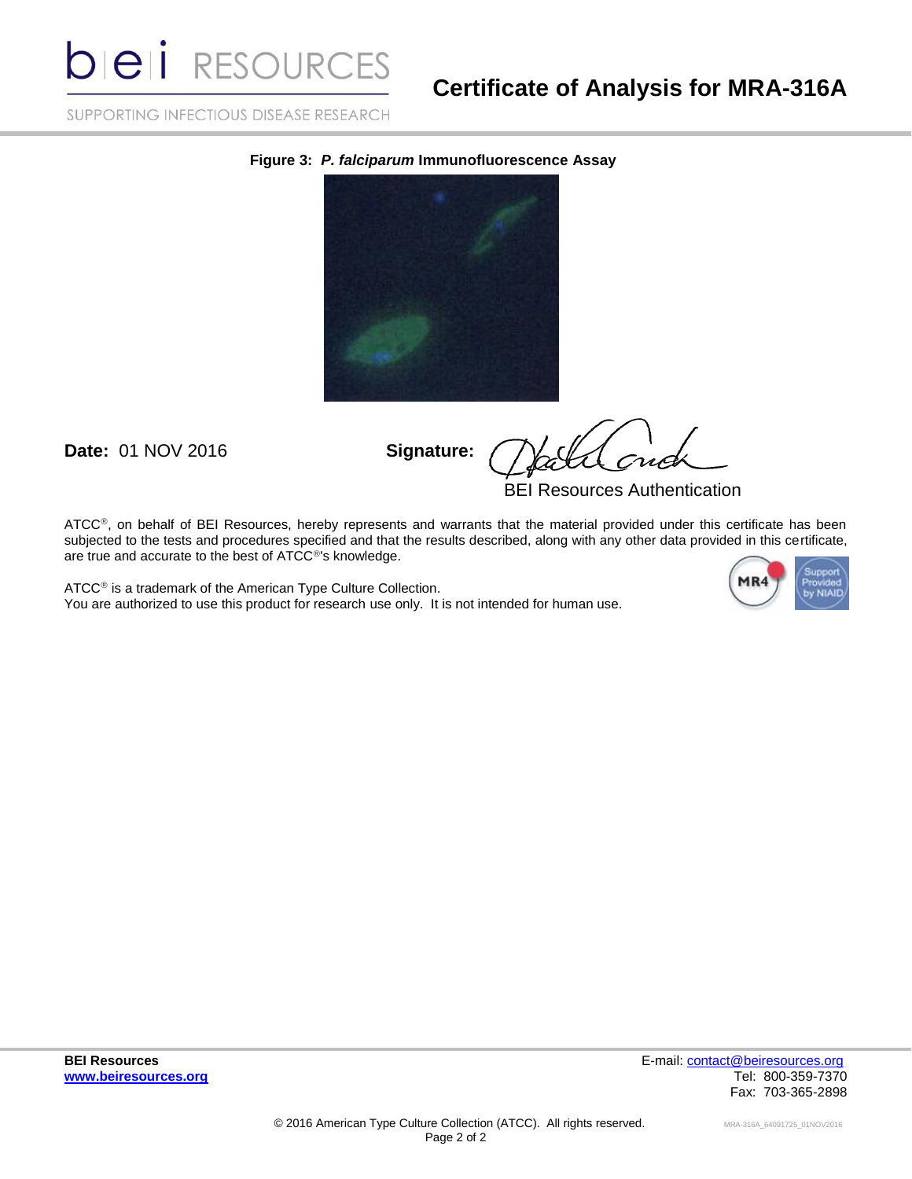**Figure 3:** ***P. falciparum*** **Immunofluorescence Assay**

**Date:** 01 NOV 2016

**Signature:**

BEI Resources Authentication

ATCC®, on behalf of BEI Resources, hereby represents and warrants that the material provided under this certificate has been subjected to the tests and procedures specified and that the results described, along with any other data provided in this certificate, are true and accurate to the best of ATCC®'s knowledge.

ATCC® is a trademark of the American Type Culture Collection.
You are authorized to use this product for research use only. It is not intended for human use.

**BEI Resources**
**www.beiresources.org**

E-mail: contact@beiresources.org
Tel: 800-359-7370
Fax: 703-365-2898

© 2016 American Type Culture Collection (ATCC). All rights reserved.

MRA-316A_64091725_01NOV2016